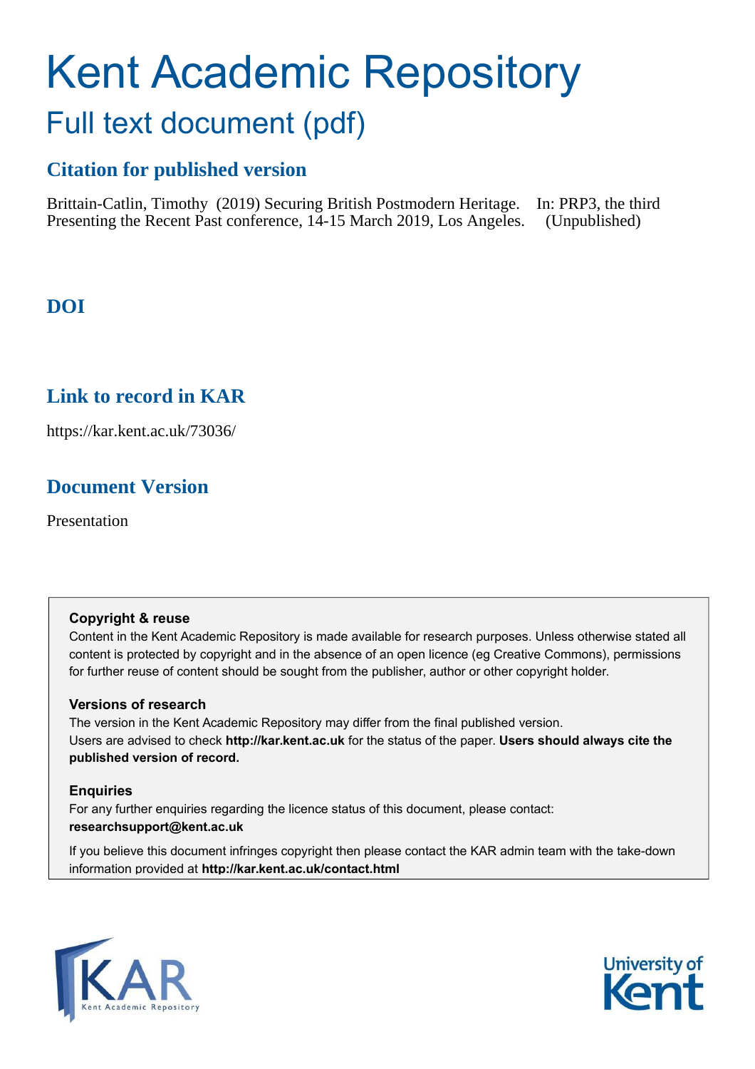# Kent Academic Repository

## Full text document (pdf)

### Citation for published version

Brittain-Catlin, Timothy (2019) Securing British Postmodern Heritage. In: PRP3, the third Presenting the Recent Past conference, 14-15 March 2019, Los Angeles. (Unpublished)

### DOI

### Link to record in KAR

https://kar.kent.ac.uk/73036/

### Document Version

Presentation

**Copyright & reuse**

Content in the Kent Academic Repository is made available for research purposes. Unless otherwise stated all content is protected by copyright and in the absence of an open licence (eg Creative Commons), permissions for further reuse of content should be sought from the publisher, author or other copyright holder.

**Versions of research**

The version in the Kent Academic Repository may differ from the final published version. Users are advised to check **http://kar.kent.ac.uk** for the status of the paper. **Users should always cite the published version of record.**

**Enquiries**

For any further enquiries regarding the licence status of this document, please contact: **researchsupport@kent.ac.uk**

If you believe this document infringes copyright then please contact the KAR admin team with the take-down information provided at **http://kar.kent.ac.uk/contact.html**